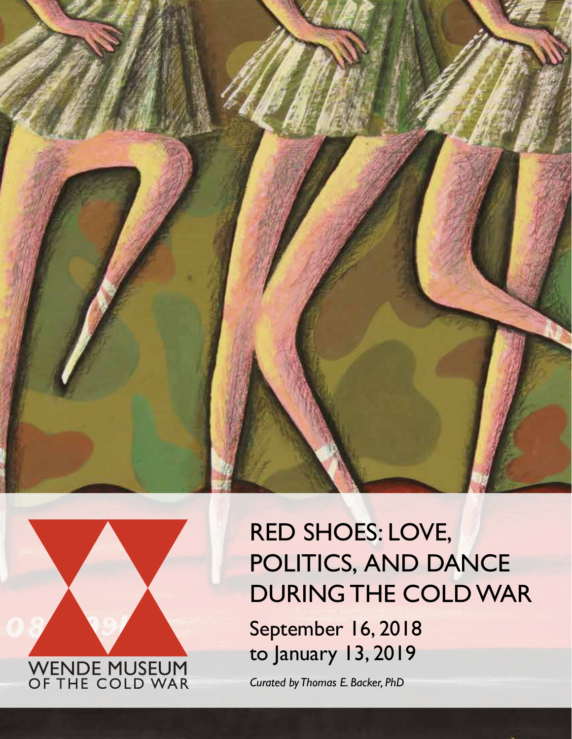WENDE MUSEUM OF THE COLD WAR

# RED SHOES: LOVE, POLITICS, AND DANCE DURING THE COLD WAR

September 16, 2018 to January 13, 2019

*Curated by Thomas E. Backer, PhD*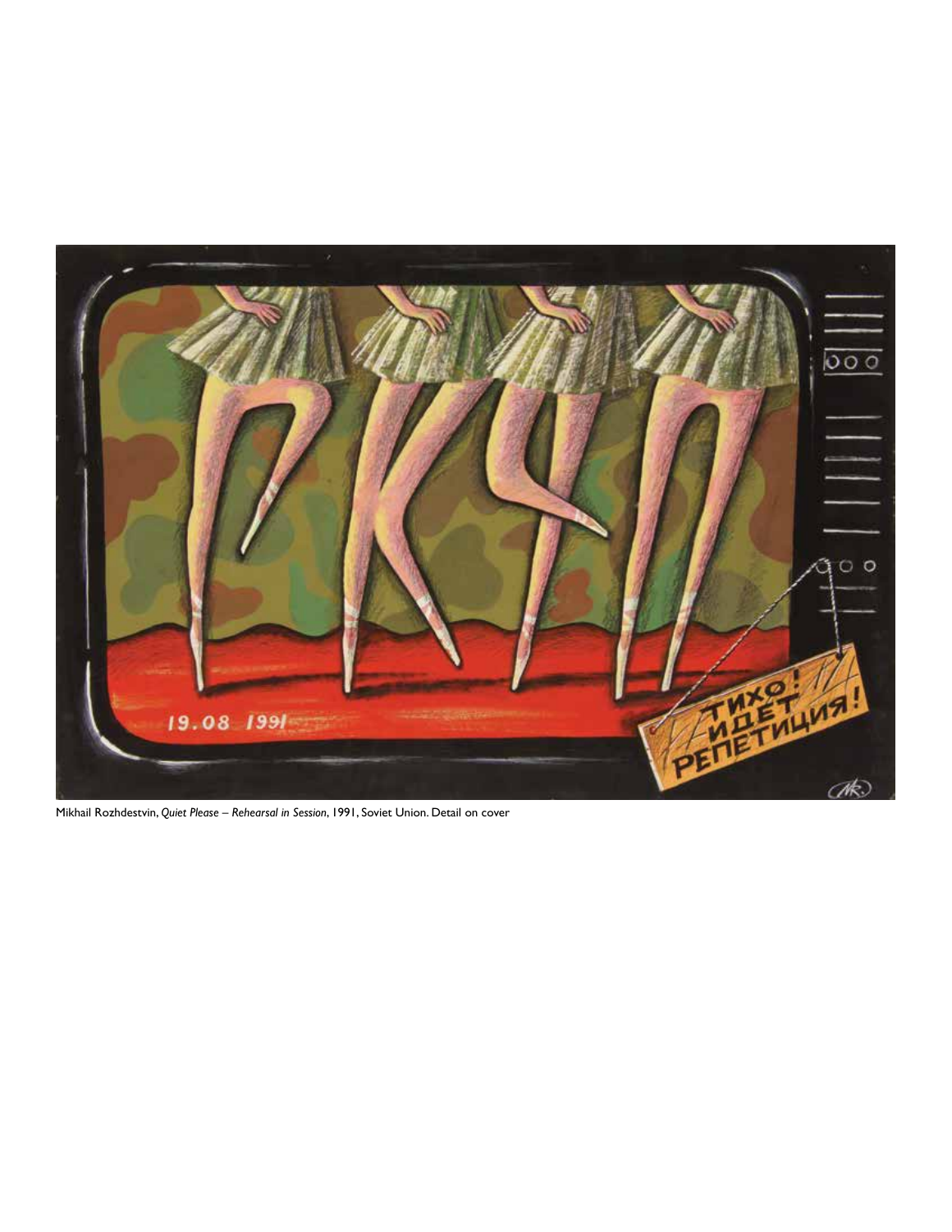Mikhail Rozhdestvin, *Quiet Please – Rehearsal in Session*, 1991, Soviet Union. Detail on cover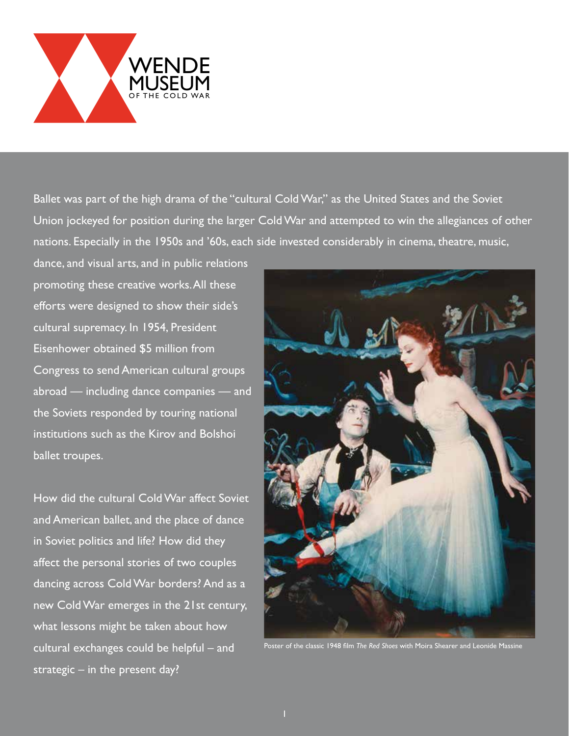WENDE MUSEUM OF THE COLD WAR

Ballet was part of the high drama of the "cultural Cold War," as the United States and the Soviet Union jockeyed for position during the larger Cold War and attempted to win the allegiances of other nations. Especially in the 1950s and '60s, each side invested considerably in cinema, theatre, music, dance, and visual arts, and in public relations promoting these creative works. All these efforts were designed to show their side's cultural supremacy. In 1954, President Eisenhower obtained $5 million from Congress to send American cultural groups abroad — including dance companies — and the Soviets responded by touring national institutions such as the Kirov and Bolshoi ballet troupes.

How did the cultural Cold War affect Soviet and American ballet, and the place of dance in Soviet politics and life? How did they affect the personal stories of two couples dancing across Cold War borders? And as a new Cold War emerges in the 21st century, what lessons might be taken about how cultural exchanges could be helpful – and strategic – in the present day?

Poster of the classic 1948 film *The Red Shoes* with Moira Shearer and Leonide Massine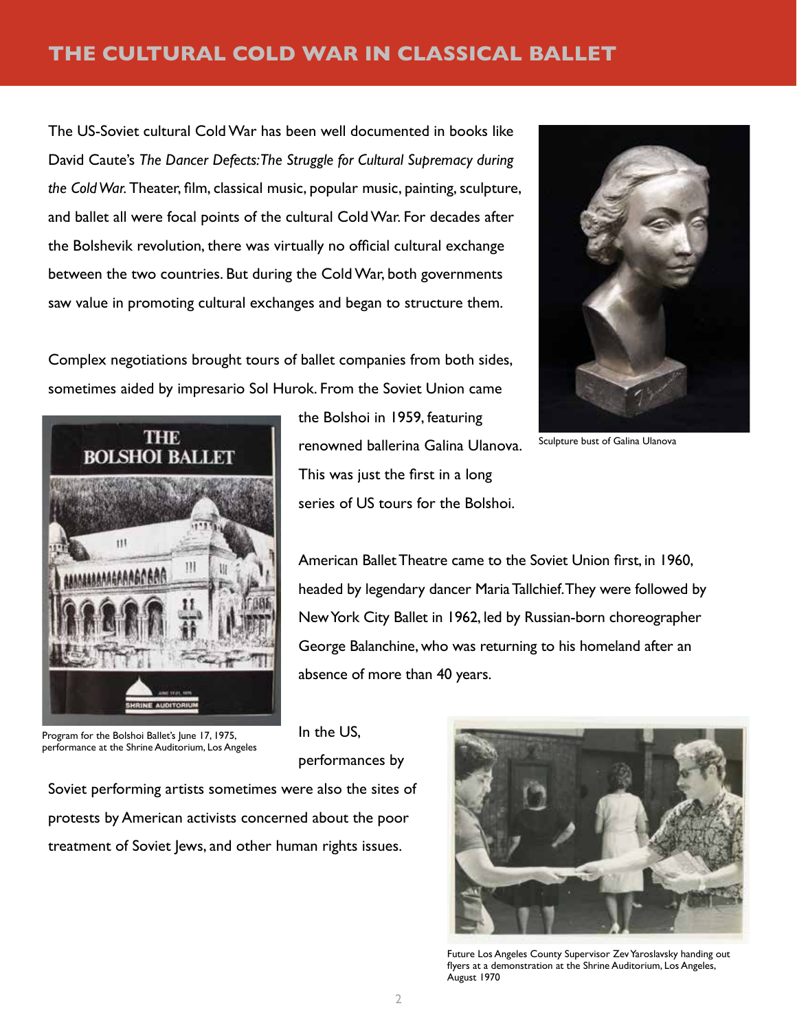# THE CULTURAL COLD WAR IN CLASSICAL BALLET

The US-Soviet cultural Cold War has been well documented in books like David Caute's *The Dancer Defects: The Struggle for Cultural Supremacy during the Cold War.* Theater, film, classical music, popular music, painting, sculpture, and ballet all were focal points of the cultural Cold War. For decades after the Bolshevik revolution, there was virtually no official cultural exchange between the two countries. But during the Cold War, both governments saw value in promoting cultural exchanges and began to structure them.

Sculpture bust of Galina Ulanova

Complex negotiations brought tours of ballet companies from both sides, sometimes aided by impresario Sol Hurok. From the Soviet Union came the Bolshoi in 1959, featuring renowned ballerina Galina Ulanova. This was just the first in a long series of US tours for the Bolshoi.

Program for the Bolshoi Ballet's June 17, 1975, performance at the Shrine Auditorium, Los Angeles

American Ballet Theatre came to the Soviet Union first, in 1960, headed by legendary dancer Maria Tallchief. They were followed by New York City Ballet in 1962, led by Russian-born choreographer George Balanchine, who was returning to his homeland after an absence of more than 40 years.

In the US, performances by Soviet performing artists sometimes were also the sites of protests by American activists concerned about the poor treatment of Soviet Jews, and other human rights issues.

Future Los Angeles County Supervisor Zev Yaroslavsky handing out flyers at a demonstration at the Shrine Auditorium, Los Angeles, August 1970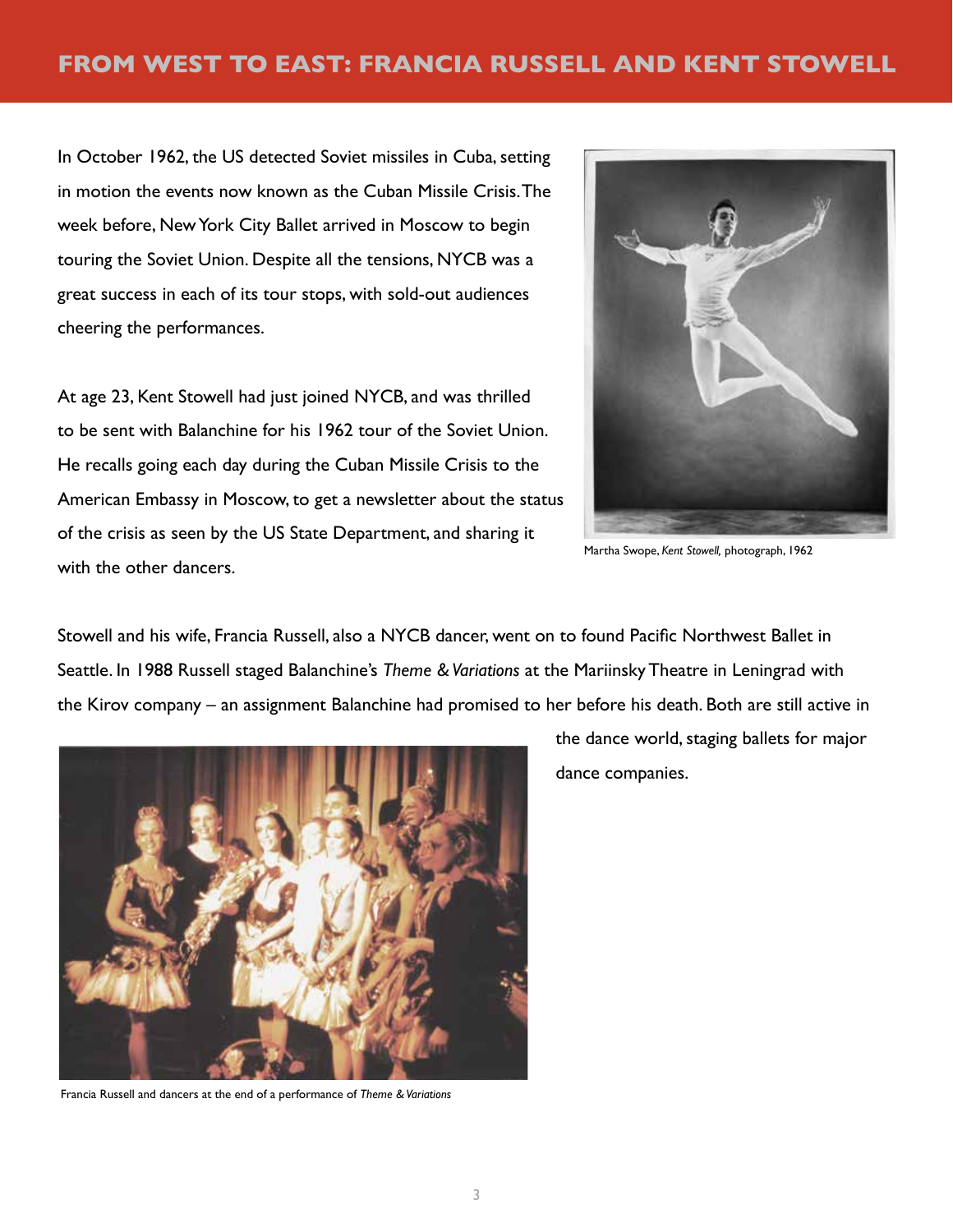# FROM WEST TO EAST: FRANCIA RUSSELL AND KENT STOWELL

In October 1962, the US detected Soviet missiles in Cuba, setting in motion the events now known as the Cuban Missile Crisis. The week before, New York City Ballet arrived in Moscow to begin touring the Soviet Union. Despite all the tensions, NYCB was a great success in each of its tour stops, with sold-out audiences cheering the performances.

At age 23, Kent Stowell had just joined NYCB, and was thrilled to be sent with Balanchine for his 1962 tour of the Soviet Union. He recalls going each day during the Cuban Missile Crisis to the American Embassy in Moscow, to get a newsletter about the status of the crisis as seen by the US State Department, and sharing it with the other dancers.

Martha Swope, *Kent Stowell,* photograph, 1962

Stowell and his wife, Francia Russell, also a NYCB dancer, went on to found Pacific Northwest Ballet in Seattle. In 1988 Russell staged Balanchine's *Theme & Variations* at the Mariinsky Theatre in Leningrad with the Kirov company – an assignment Balanchine had promised to her before his death. Both are still active in the dance world, staging ballets for major dance companies.

Francia Russell and dancers at the end of a performance of *Theme & Variations*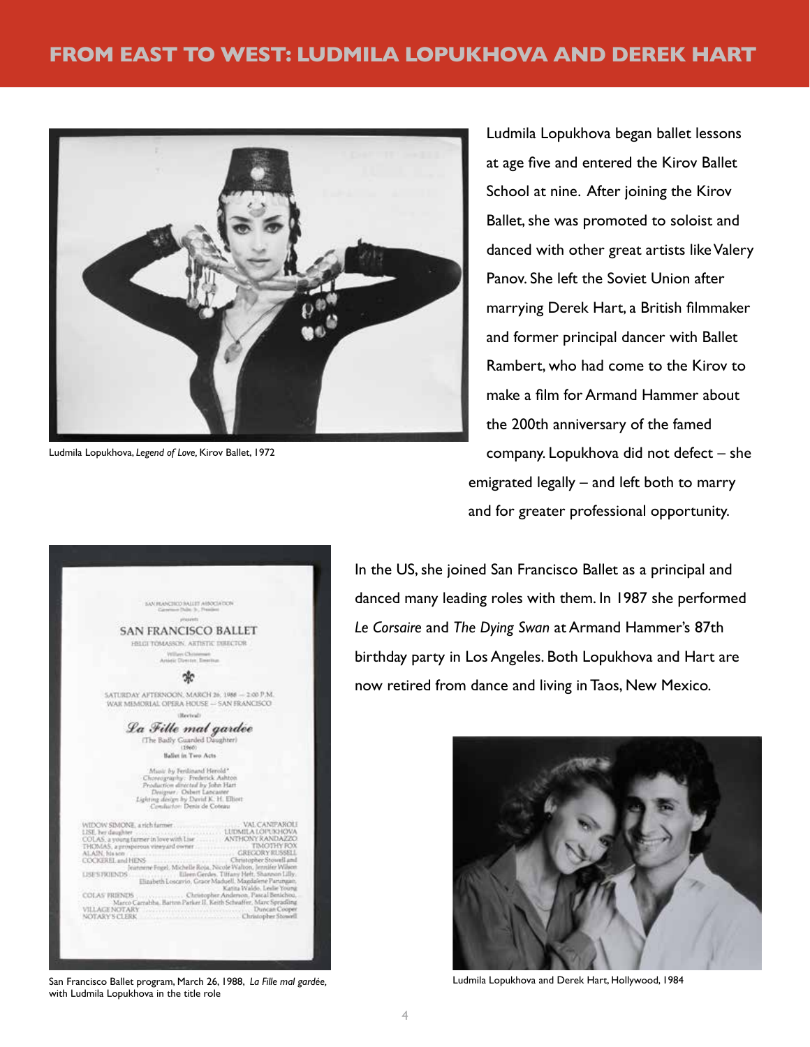## FROM EAST TO WEST: LUDMILA LOPUKHOVA AND DEREK HART

Ludmila Lopukhova, *Legend of Love*, Kirov Ballet, 1972

Ludmila Lopukhova began ballet lessons at age five and entered the Kirov Ballet School at nine. After joining the Kirov Ballet, she was promoted to soloist and danced with other great artists like Valery Panov. She left the Soviet Union after marrying Derek Hart, a British filmmaker and former principal dancer with Ballet Rambert, who had come to the Kirov to make a film for Armand Hammer about the 200th anniversary of the famed company. Lopukhova did not defect – she emigrated legally – and left both to marry and for greater professional opportunity.

In the US, she joined San Francisco Ballet as a principal and danced many leading roles with them. In 1987 she performed *Le Corsaire* and *The Dying Swan* at Armand Hammer's 87th birthday party in Los Angeles. Both Lopukhova and Hart are now retired from dance and living in Taos, New Mexico.

San Francisco Ballet program, March 26, 1988, *La Fille mal gardée,* with Ludmila Lopukhova in the title role

Ludmila Lopukhova and Derek Hart, Hollywood, 1984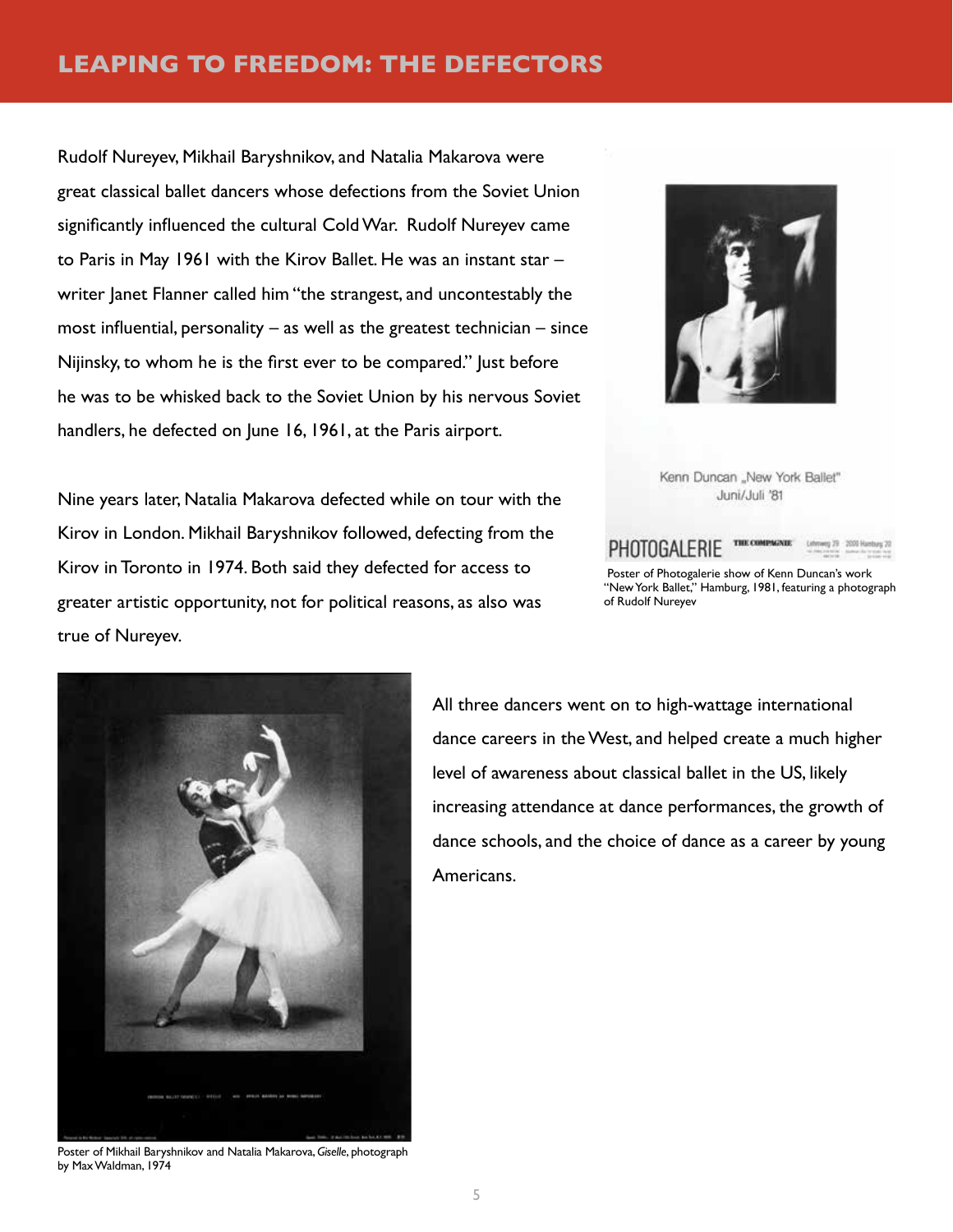## LEAPING TO FREEDOM: THE DEFECTORS

Rudolf Nureyev, Mikhail Baryshnikov, and Natalia Makarova were great classical ballet dancers whose defections from the Soviet Union significantly influenced the cultural Cold War. Rudolf Nureyev came to Paris in May 1961 with the Kirov Ballet. He was an instant star – writer Janet Flanner called him "the strangest, and uncontestably the most influential, personality – as well as the greatest technician – since Nijinsky, to whom he is the first ever to be compared." Just before he was to be whisked back to the Soviet Union by his nervous Soviet handlers, he defected on June 16, 1961, at the Paris airport.

Nine years later, Natalia Makarova defected while on tour with the Kirov in London. Mikhail Baryshnikov followed, defecting from the Kirov in Toronto in 1974. Both said they defected for access to greater artistic opportunity, not for political reasons, as also was true of Nureyev.

Poster of Photogalerie show of Kenn Duncan's work "New York Ballet," Hamburg, 1981, featuring a photograph of Rudolf Nureyev

All three dancers went on to high-wattage international dance careers in the West, and helped create a much higher level of awareness about classical ballet in the US, likely increasing attendance at dance performances, the growth of dance schools, and the choice of dance as a career by young Americans.

Poster of Mikhail Baryshnikov and Natalia Makarova, *Giselle*, photograph by Max Waldman, 1974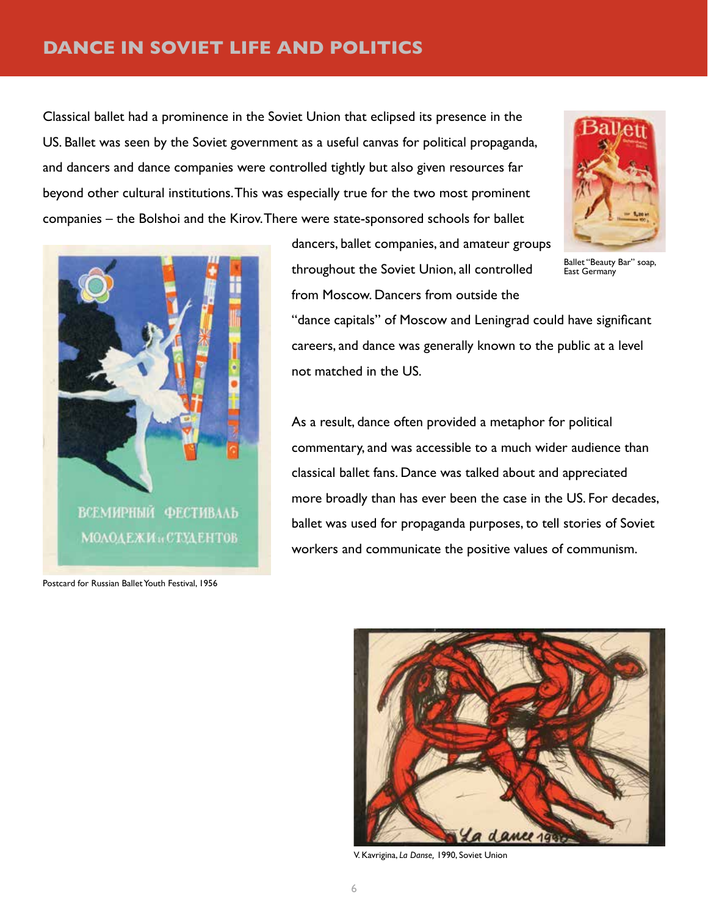## DANCE IN SOVIET LIFE AND POLITICS

Classical ballet had a prominence in the Soviet Union that eclipsed its presence in the US. Ballet was seen by the Soviet government as a useful canvas for political propaganda, and dancers and dance companies were controlled tightly but also given resources far beyond other cultural institutions. This was especially true for the two most prominent companies – the Bolshoi and the Kirov. There were state-sponsored schools for ballet dancers, ballet companies, and amateur groups throughout the Soviet Union, all controlled from Moscow. Dancers from outside the "dance capitals" of Moscow and Leningrad could have significant careers, and dance was generally known to the public at a level not matched in the US.

Ballet "Beauty Bar" soap, East Germany

Postcard for Russian Ballet Youth Festival, 1956

As a result, dance often provided a metaphor for political commentary, and was accessible to a much wider audience than classical ballet fans. Dance was talked about and appreciated more broadly than has ever been the case in the US. For decades, ballet was used for propaganda purposes, to tell stories of Soviet workers and communicate the positive values of communism.

V. Kavrigina, *La Danse,* 1990, Soviet Union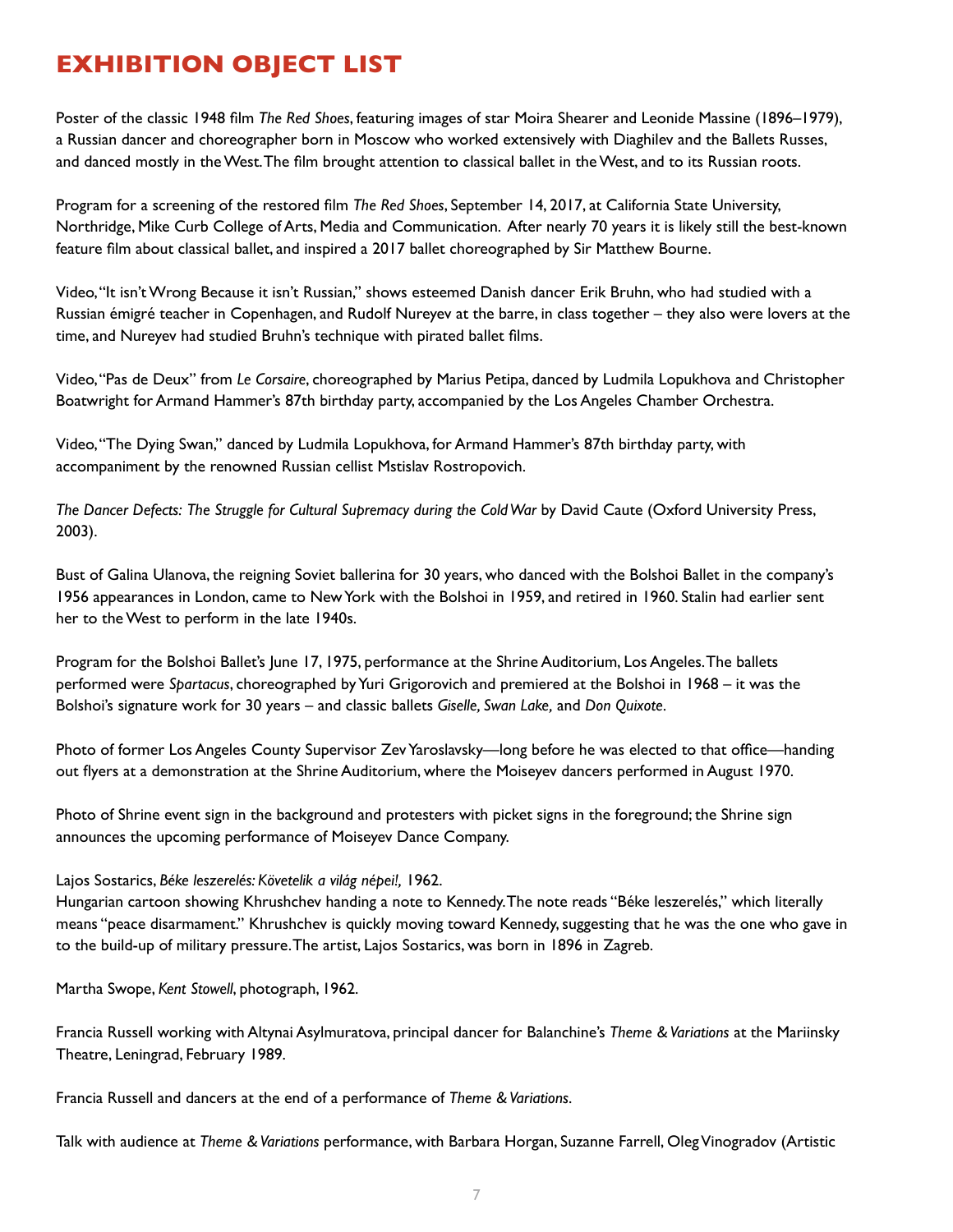# EXHIBITION OBJECT LIST

Poster of the classic 1948 film *The Red Shoes*, featuring images of star Moira Shearer and Leonide Massine (1896–1979), a Russian dancer and choreographer born in Moscow who worked extensively with Diaghilev and the Ballets Russes, and danced mostly in the West. The film brought attention to classical ballet in the West, and to its Russian roots.

Program for a screening of the restored film *The Red Shoes*, September 14, 2017, at California State University, Northridge, Mike Curb College of Arts, Media and Communication. After nearly 70 years it is likely still the best-known feature film about classical ballet, and inspired a 2017 ballet choreographed by Sir Matthew Bourne.

Video, "It isn't Wrong Because it isn't Russian," shows esteemed Danish dancer Erik Bruhn, who had studied with a Russian émigré teacher in Copenhagen, and Rudolf Nureyev at the barre, in class together – they also were lovers at the time, and Nureyev had studied Bruhn's technique with pirated ballet films.

Video, "Pas de Deux" from *Le Corsaire*, choreographed by Marius Petipa, danced by Ludmila Lopukhova and Christopher Boatwright for Armand Hammer's 87th birthday party, accompanied by the Los Angeles Chamber Orchestra.

Video, "The Dying Swan," danced by Ludmila Lopukhova, for Armand Hammer's 87th birthday party, with accompaniment by the renowned Russian cellist Mstislav Rostropovich.

*The Dancer Defects: The Struggle for Cultural Supremacy during the Cold War* by David Caute (Oxford University Press, 2003).

Bust of Galina Ulanova, the reigning Soviet ballerina for 30 years, who danced with the Bolshoi Ballet in the company's 1956 appearances in London, came to New York with the Bolshoi in 1959, and retired in 1960. Stalin had earlier sent her to the West to perform in the late 1940s.

Program for the Bolshoi Ballet's June 17, 1975, performance at the Shrine Auditorium, Los Angeles. The ballets performed were *Spartacus*, choreographed by Yuri Grigorovich and premiered at the Bolshoi in 1968 – it was the Bolshoi's signature work for 30 years – and classic ballets *Giselle, Swan Lake,* and *Don Quixote*.

Photo of former Los Angeles County Supervisor Zev Yaroslavsky—long before he was elected to that office—handing out flyers at a demonstration at the Shrine Auditorium, where the Moiseyev dancers performed in August 1970.

Photo of Shrine event sign in the background and protesters with picket signs in the foreground; the Shrine sign announces the upcoming performance of Moiseyev Dance Company.

Lajos Sostarics, *Béke leszerelés: Követelik a világ népei!,* 1962.
Hungarian cartoon showing Khrushchev handing a note to Kennedy. The note reads "Béke leszerelés," which literally means "peace disarmament." Khrushchev is quickly moving toward Kennedy, suggesting that he was the one who gave in to the build-up of military pressure. The artist, Lajos Sostarics, was born in 1896 in Zagreb.

Martha Swope, *Kent Stowell*, photograph, 1962.

Francia Russell working with Altynai Asylmuratova, principal dancer for Balanchine's *Theme & Variations* at the Mariinsky Theatre, Leningrad, February 1989.

Francia Russell and dancers at the end of a performance of *Theme & Variations*.

Talk with audience at *Theme & Variations* performance, with Barbara Horgan, Suzanne Farrell, Oleg Vinogradov (Artistic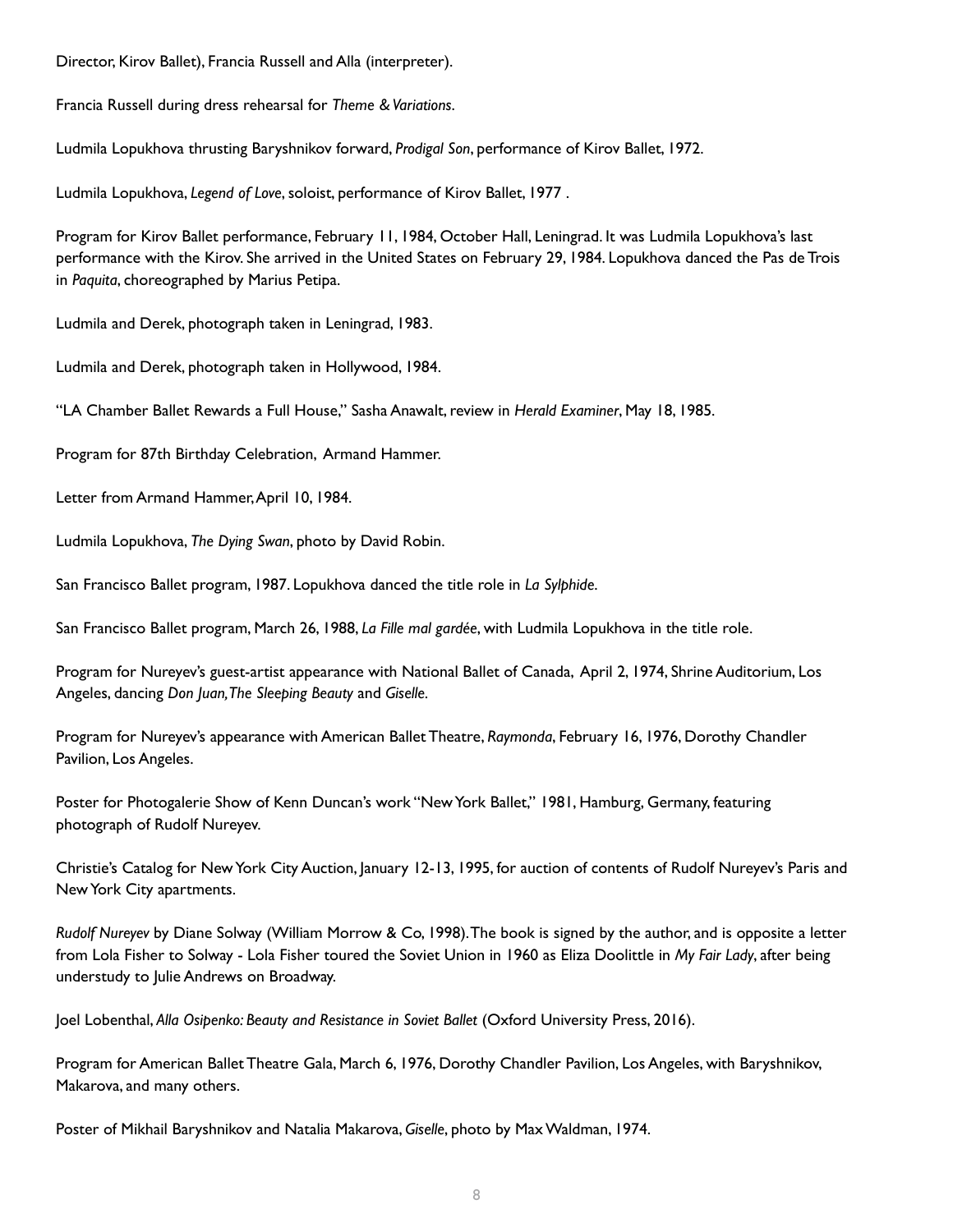Director, Kirov Ballet), Francia Russell and Alla (interpreter).

Francia Russell during dress rehearsal for *Theme & Variations*.

Ludmila Lopukhova thrusting Baryshnikov forward, *Prodigal Son*, performance of Kirov Ballet, 1972.

Ludmila Lopukhova, *Legend of Love*, soloist, performance of Kirov Ballet, 1977 .

Program for Kirov Ballet performance, February 11, 1984, October Hall, Leningrad. It was Ludmila Lopukhova's last performance with the Kirov. She arrived in the United States on February 29, 1984. Lopukhova danced the Pas de Trois in *Paquita*, choreographed by Marius Petipa.

Ludmila and Derek, photograph taken in Leningrad, 1983.

Ludmila and Derek, photograph taken in Hollywood, 1984.

"LA Chamber Ballet Rewards a Full House," Sasha Anawalt, review in *Herald Examiner*, May 18, 1985.

Program for 87th Birthday Celebration, Armand Hammer.

Letter from Armand Hammer, April 10, 1984.

Ludmila Lopukhova, *The Dying Swan*, photo by David Robin.

San Francisco Ballet program, 1987. Lopukhova danced the title role in *La Sylphide*.

San Francisco Ballet program, March 26, 1988, *La Fille mal gardée*, with Ludmila Lopukhova in the title role.

Program for Nureyev's guest-artist appearance with National Ballet of Canada, April 2, 1974, Shrine Auditorium, Los Angeles, dancing *Don Juan, The Sleeping Beauty* and *Giselle*.

Program for Nureyev's appearance with American Ballet Theatre, *Raymonda*, February 16, 1976, Dorothy Chandler Pavilion, Los Angeles.

Poster for Photogalerie Show of Kenn Duncan's work "New York Ballet," 1981, Hamburg, Germany, featuring photograph of Rudolf Nureyev.

Christie's Catalog for New York City Auction, January 12-13, 1995, for auction of contents of Rudolf Nureyev's Paris and New York City apartments.

*Rudolf Nureyev* by Diane Solway (William Morrow & Co, 1998). The book is signed by the author, and is opposite a letter from Lola Fisher to Solway - Lola Fisher toured the Soviet Union in 1960 as Eliza Doolittle in *My Fair Lady*, after being understudy to Julie Andrews on Broadway.

Joel Lobenthal, *Alla Osipenko: Beauty and Resistance in Soviet Ballet* (Oxford University Press, 2016).

Program for American Ballet Theatre Gala, March 6, 1976, Dorothy Chandler Pavilion, Los Angeles, with Baryshnikov, Makarova, and many others.

Poster of Mikhail Baryshnikov and Natalia Makarova, *Giselle*, photo by Max Waldman, 1974.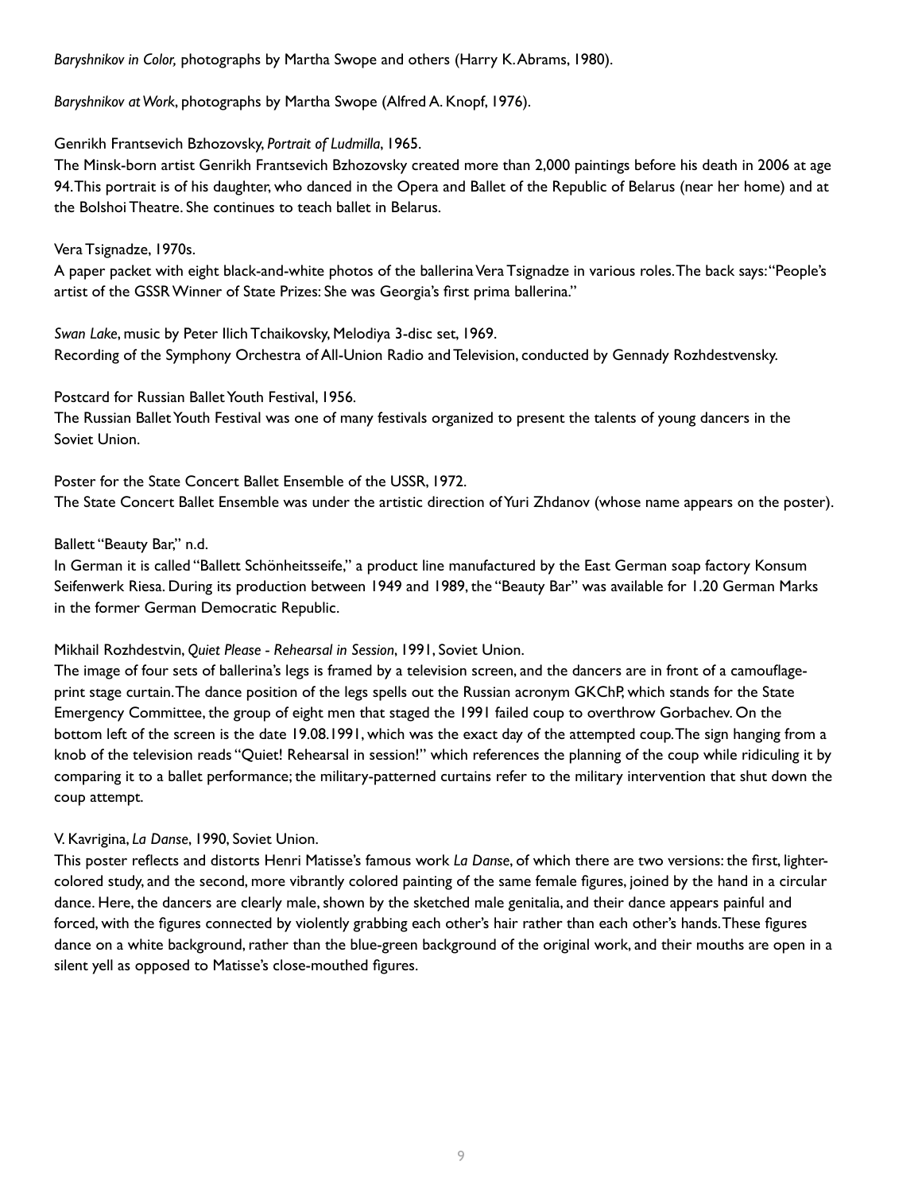*Baryshnikov in Color,* photographs by Martha Swope and others (Harry K. Abrams, 1980).

*Baryshnikov at Work*, photographs by Martha Swope (Alfred A. Knopf, 1976).

Genrikh Frantsevich Bzhozovsky, *Portrait of Ludmilla*, 1965.
The Minsk-born artist Genrikh Frantsevich Bzhozovsky created more than 2,000 paintings before his death in 2006 at age 94. This portrait is of his daughter, who danced in the Opera and Ballet of the Republic of Belarus (near her home) and at the Bolshoi Theatre. She continues to teach ballet in Belarus.

Vera Tsignadze, 1970s.
A paper packet with eight black-and-white photos of the ballerina Vera Tsignadze in various roles. The back says: "People's artist of the GSSR Winner of State Prizes: She was Georgia's first prima ballerina."

*Swan Lake*, music by Peter Ilich Tchaikovsky, Melodiya 3-disc set, 1969.
Recording of the Symphony Orchestra of All-Union Radio and Television, conducted by Gennady Rozhdestvensky.

Postcard for Russian Ballet Youth Festival, 1956.
The Russian Ballet Youth Festival was one of many festivals organized to present the talents of young dancers in the Soviet Union.

Poster for the State Concert Ballet Ensemble of the USSR, 1972.
The State Concert Ballet Ensemble was under the artistic direction of Yuri Zhdanov (whose name appears on the poster).

Ballett "Beauty Bar," n.d.
In German it is called "Ballett Schönheitsseife," a product line manufactured by the East German soap factory Konsum Seifenwerk Riesa. During its production between 1949 and 1989, the "Beauty Bar" was available for 1.20 German Marks in the former German Democratic Republic.

Mikhail Rozhdestvin, *Quiet Please - Rehearsal in Session*, 1991, Soviet Union.
The image of four sets of ballerina's legs is framed by a television screen, and the dancers are in front of a camouflage-print stage curtain. The dance position of the legs spells out the Russian acronym GKChP, which stands for the State Emergency Committee, the group of eight men that staged the 1991 failed coup to overthrow Gorbachev. On the bottom left of the screen is the date 19.08.1991, which was the exact day of the attempted coup. The sign hanging from a knob of the television reads "Quiet! Rehearsal in session!" which references the planning of the coup while ridiculing it by comparing it to a ballet performance; the military-patterned curtains refer to the military intervention that shut down the coup attempt.

V. Kavrigina, *La Danse*, 1990, Soviet Union.
This poster reflects and distorts Henri Matisse's famous work *La Danse*, of which there are two versions: the first, lighter-colored study, and the second, more vibrantly colored painting of the same female figures, joined by the hand in a circular dance. Here, the dancers are clearly male, shown by the sketched male genitalia, and their dance appears painful and forced, with the figures connected by violently grabbing each other's hair rather than each other's hands. These figures dance on a white background, rather than the blue-green background of the original work, and their mouths are open in a silent yell as opposed to Matisse's close-mouthed figures.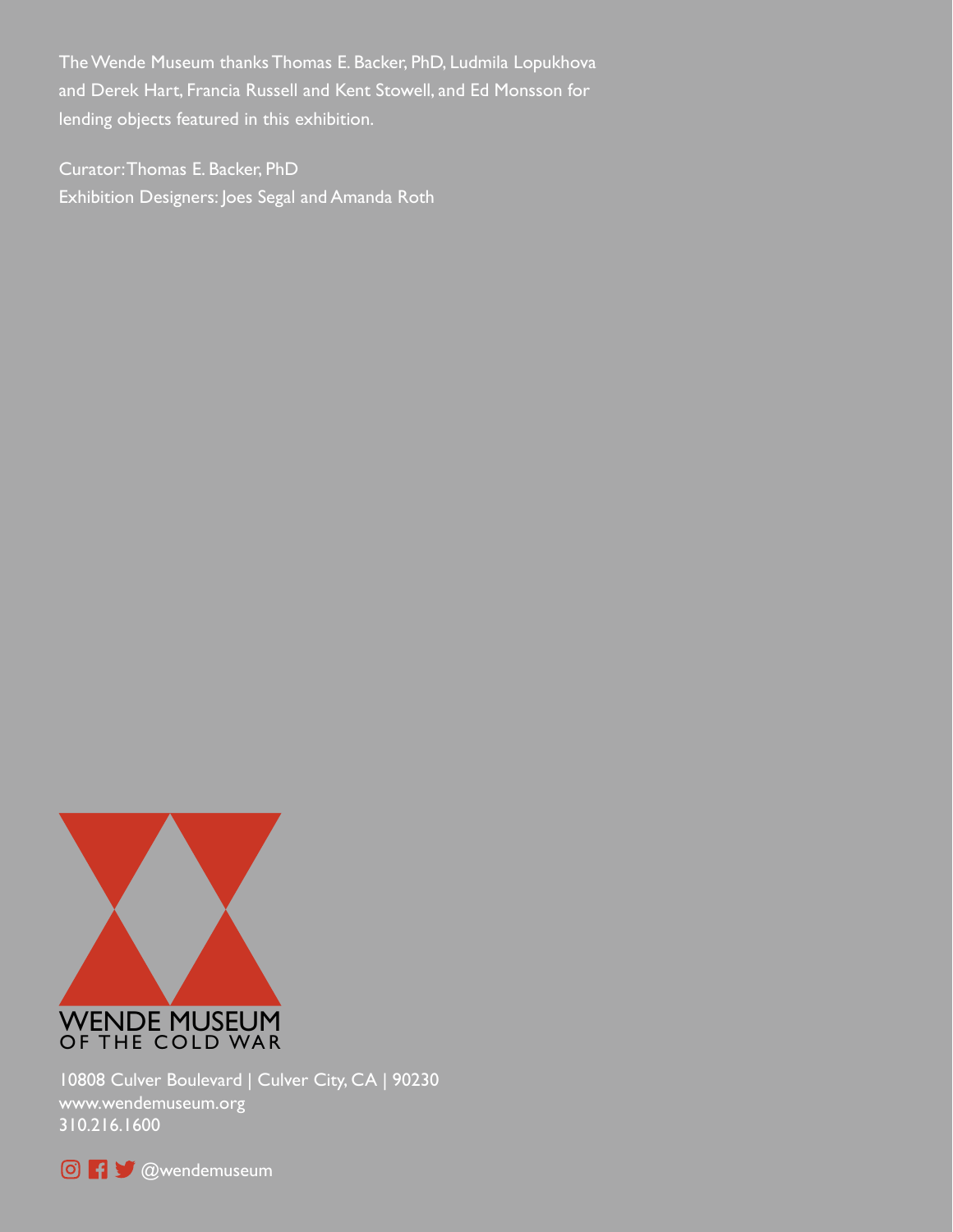The Wende Museum thanks Thomas E. Backer, PhD, Ludmila Lopukhova and Derek Hart, Francia Russell and Kent Stowell, and Ed Monsson for lending objects featured in this exhibition.

Curator: Thomas E. Backer, PhD
Exhibition Designers: Joes Segal and Amanda Roth

WENDE MUSEUM
OF THE COLD WAR

10808 Culver Boulevard | Culver City, CA | 90230
www.wendemuseum.org
310.216.1600

@wendemuseum